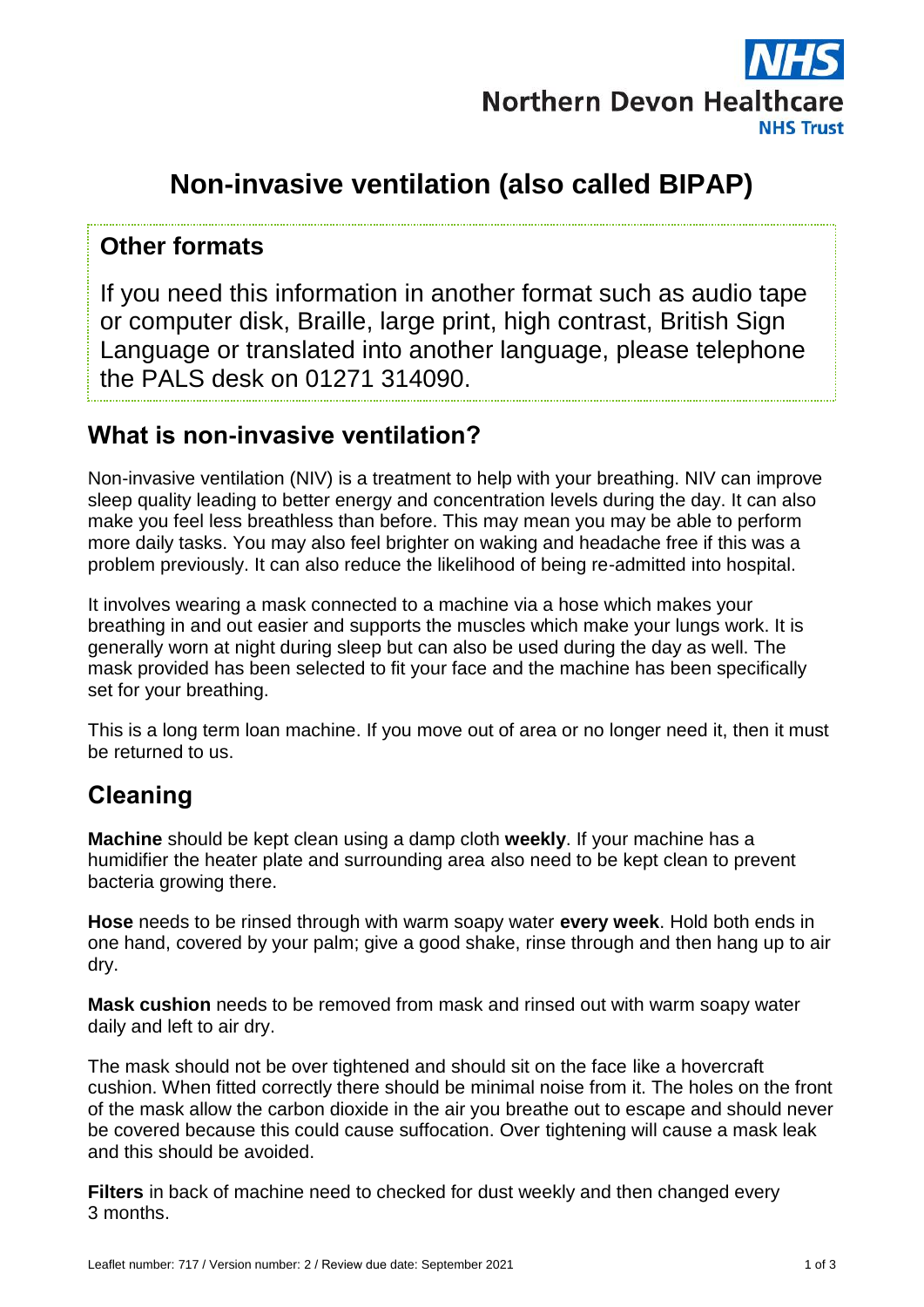# Non-invasive ventilation (also called BIPAP)

## Other formats

If you need this information in another format such as audio tape or computer disk, Braille, large print, high contrast, British Sign Language or translated into another language, please telephone the PALS desk on 01271 314090.

## What is non-invasive ventilation?

Non-invasive ventilation (NIV) is a treatment to help with your breathing. NIV can improve sleep quality leading to better energy and concentration levels during the day. It can also make you feel less breathless than before. This may mean you may be able to perform more daily tasks. You may also feel brighter on waking and headache free if this was a problem previously. It can also reduce the likelihood of being re-admitted into hospital.

It involves wearing a mask connected to a machine via a hose which makes your breathing in and out easier and supports the muscles which make your lungs work. It is generally worn at night during sleep but can also be used during the day as well. The mask provided has been selected to fit your face and the machine has been specifically set for your breathing.

This is a long term loan machine. If you move out of area or no longer need it, then it must be returned to us.

## Cleaning

**Machine** should be kept clean using a damp cloth **weekly**. If your machine has a humidifier the heater plate and surrounding area also need to be kept clean to prevent bacteria growing there.

**Hose** needs to be rinsed through with warm soapy water **every week**. Hold both ends in one hand, covered by your palm; give a good shake, rinse through and then hang up to air dry.

**Mask cushion** needs to be removed from mask and rinsed out with warm soapy water daily and left to air dry.

The mask should not be over tightened and should sit on the face like a hovercraft cushion. When fitted correctly there should be minimal noise from it. The holes on the front of the mask allow the carbon dioxide in the air you breathe out to escape and should never be covered because this could cause suffocation. Over tightening will cause a mask leak and this should be avoided.

**Filters** in back of machine need to checked for dust weekly and then changed every 3 months.

Leaflet number: 717 / Version number: 2 / Review due date: September 2021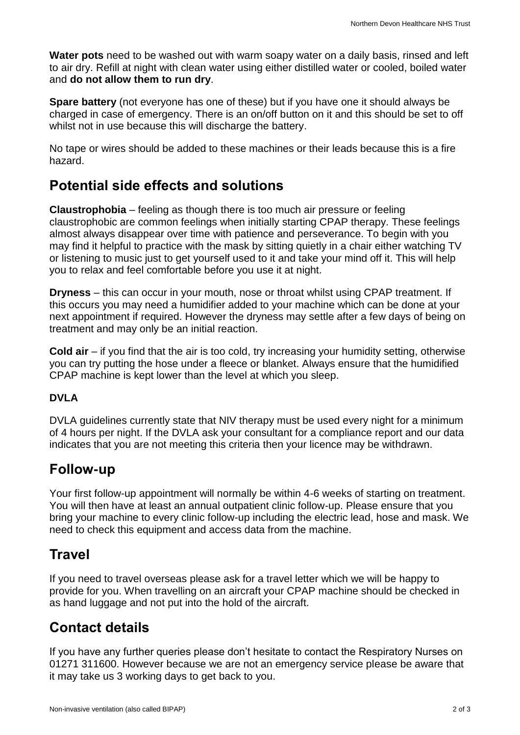**Water pots** need to be washed out with warm soapy water on a daily basis, rinsed and left to air dry. Refill at night with clean water using either distilled water or cooled, boiled water and **do not allow them to run dry**.

**Spare battery** (not everyone has one of these) but if you have one it should always be charged in case of emergency. There is an on/off button on it and this should be set to off whilst not in use because this will discharge the battery.

No tape or wires should be added to these machines or their leads because this is a fire hazard.

## Potential side effects and solutions

**Claustrophobia** – feeling as though there is too much air pressure or feeling claustrophobic are common feelings when initially starting CPAP therapy. These feelings almost always disappear over time with patience and perseverance. To begin with you may find it helpful to practice with the mask by sitting quietly in a chair either watching TV or listening to music just to get yourself used to it and take your mind off it. This will help you to relax and feel comfortable before you use it at night.

**Dryness** – this can occur in your mouth, nose or throat whilst using CPAP treatment. If this occurs you may need a humidifier added to your machine which can be done at your next appointment if required. However the dryness may settle after a few days of being on treatment and may only be an initial reaction.

**Cold air** – if you find that the air is too cold, try increasing your humidity setting, otherwise you can try putting the hose under a fleece or blanket. Always ensure that the humidified CPAP machine is kept lower than the level at which you sleep.

**DVLA**

DVLA guidelines currently state that NIV therapy must be used every night for a minimum of 4 hours per night. If the DVLA ask your consultant for a compliance report and our data indicates that you are not meeting this criteria then your licence may be withdrawn.

## Follow-up

Your first follow-up appointment will normally be within 4-6 weeks of starting on treatment. You will then have at least an annual outpatient clinic follow-up. Please ensure that you bring your machine to every clinic follow-up including the electric lead, hose and mask. We need to check this equipment and access data from the machine.

## Travel

If you need to travel overseas please ask for a travel letter which we will be happy to provide for you. When travelling on an aircraft your CPAP machine should be checked in as hand luggage and not put into the hold of the aircraft.

## Contact details

If you have any further queries please don't hesitate to contact the Respiratory Nurses on 01271 311600. However because we are not an emergency service please be aware that it may take us 3 working days to get back to you.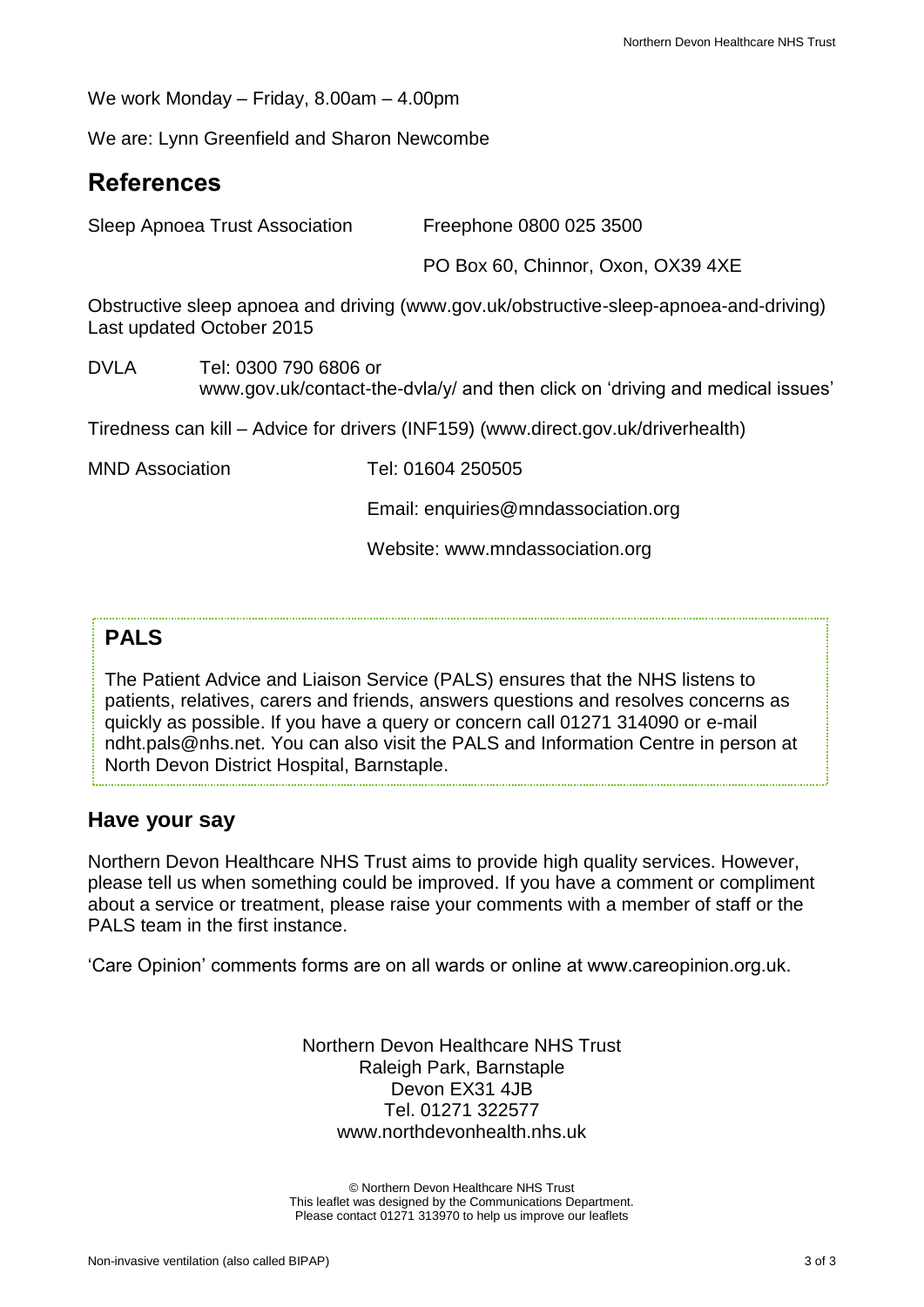We work Monday – Friday, 8.00am – 4.00pm

We are: Lynn Greenfield and Sharon Newcombe

## References

Sleep Apnoea Trust Association    Freephone 0800 025 3500

PO Box 60, Chinnor, Oxon, OX39 4XE

Obstructive sleep apnoea and driving (www.gov.uk/obstructive-sleep-apnoea-and-driving) Last updated October 2015

DVLA    Tel: 0300 790 6806 or
www.gov.uk/contact-the-dvla/y/ and then click on 'driving and medical issues'

Tiredness can kill – Advice for drivers (INF159) (www.direct.gov.uk/driverhealth)

MND Association    Tel: 01604 250505

Email: enquiries@mndassociation.org

Website: www.mndassociation.org

## PALS

The Patient Advice and Liaison Service (PALS) ensures that the NHS listens to patients, relatives, carers and friends, answers questions and resolves concerns as quickly as possible. If you have a query or concern call 01271 314090 or e-mail ndht.pals@nhs.net. You can also visit the PALS and Information Centre in person at North Devon District Hospital, Barnstaple.

### Have your say

Northern Devon Healthcare NHS Trust aims to provide high quality services. However, please tell us when something could be improved. If you have a comment or compliment about a service or treatment, please raise your comments with a member of staff or the PALS team in the first instance.

'Care Opinion' comments forms are on all wards or online at www.careopinion.org.uk.

Northern Devon Healthcare NHS Trust
Raleigh Park, Barnstaple
Devon EX31 4JB
Tel. 01271 322577
www.northdevonhealth.nhs.uk

© Northern Devon Healthcare NHS Trust
This leaflet was designed by the Communications Department.
Please contact 01271 313970 to help us improve our leaflets